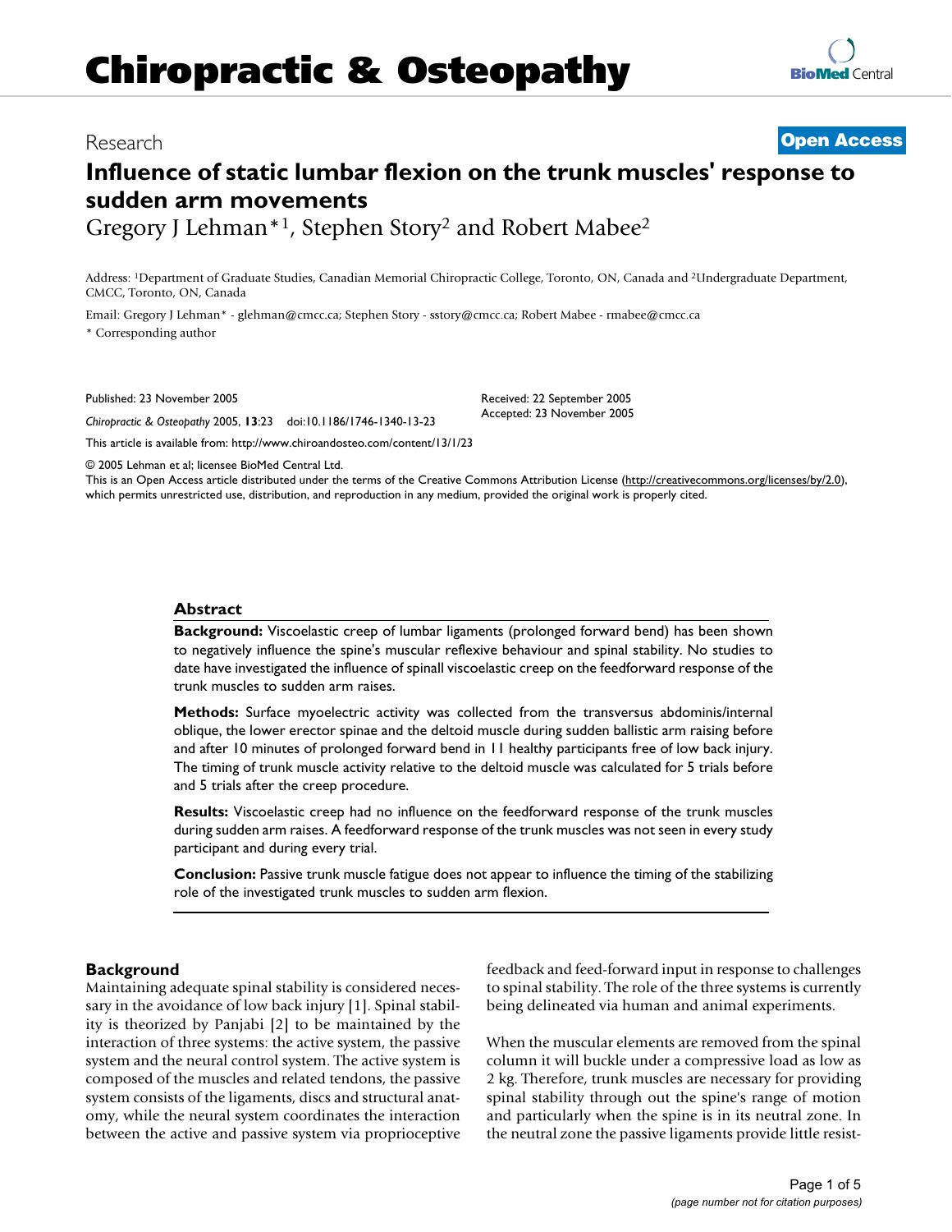# Chiropractic & Osteopathy

Research | Open Access

## Influence of static lumbar flexion on the trunk muscles' response to sudden arm movements

Gregory J Lehman*[1], Stephen Story[2] and Robert Mabee[2]

Address: [1]Department of Graduate Studies, Canadian Memorial Chiropractic College, Toronto, ON, Canada and [2]Undergraduate Department, CMCC, Toronto, ON, Canada

Email: Gregory J Lehman* - glehman@cmcc.ca; Stephen Story - sstory@cmcc.ca; Robert Mabee - rmabee@cmcc.ca

* Corresponding author

Published: 23 November 2005

*Chiropractic & Osteopathy* 2005, **13**:23 doi:10.1186/1746-1340-13-23

Received: 22 September 2005
Accepted: 23 November 2005

This article is available from: http://www.chiroandosteo.com/content/13/1/23

© 2005 Lehman et al; licensee BioMed Central Ltd.
This is an Open Access article distributed under the terms of the Creative Commons Attribution License (http://creativecommons.org/licenses/by/2.0), which permits unrestricted use, distribution, and reproduction in any medium, provided the original work is properly cited.

### Abstract

**Background:** Viscoelastic creep of lumbar ligaments (prolonged forward bend) has been shown to negatively influence the spine's muscular reflexive behaviour and spinal stability. No studies to date have investigated the influence of spinall viscoelastic creep on the feedforward response of the trunk muscles to sudden arm raises.

**Methods:** Surface myoelectric activity was collected from the transversus abdominis/internal oblique, the lower erector spinae and the deltoid muscle during sudden ballistic arm raising before and after 10 minutes of prolonged forward bend in 11 healthy participants free of low back injury. The timing of trunk muscle activity relative to the deltoid muscle was calculated for 5 trials before and 5 trials after the creep procedure.

**Results:** Viscoelastic creep had no influence on the feedforward response of the trunk muscles during sudden arm raises. A feedforward response of the trunk muscles was not seen in every study participant and during every trial.

**Conclusion:** Passive trunk muscle fatigue does not appear to influence the timing of the stabilizing role of the investigated trunk muscles to sudden arm flexion.

### Background

Maintaining adequate spinal stability is considered necessary in the avoidance of low back injury [1]. Spinal stability is theorized by Panjabi [2] to be maintained by the interaction of three systems: the active system, the passive system and the neural control system. The active system is composed of the muscles and related tendons, the passive system consists of the ligaments, discs and structural anatomy, while the neural system coordinates the interaction between the active and passive system via proprioceptive feedback and feed-forward input in response to challenges to spinal stability. The role of the three systems is currently being delineated via human and animal experiments.

When the muscular elements are removed from the spinal column it will buckle under a compressive load as low as 2 kg. Therefore, trunk muscles are necessary for providing spinal stability through out the spine's range of motion and particularly when the spine is in its neutral zone. In the neutral zone the passive ligaments provide little resist-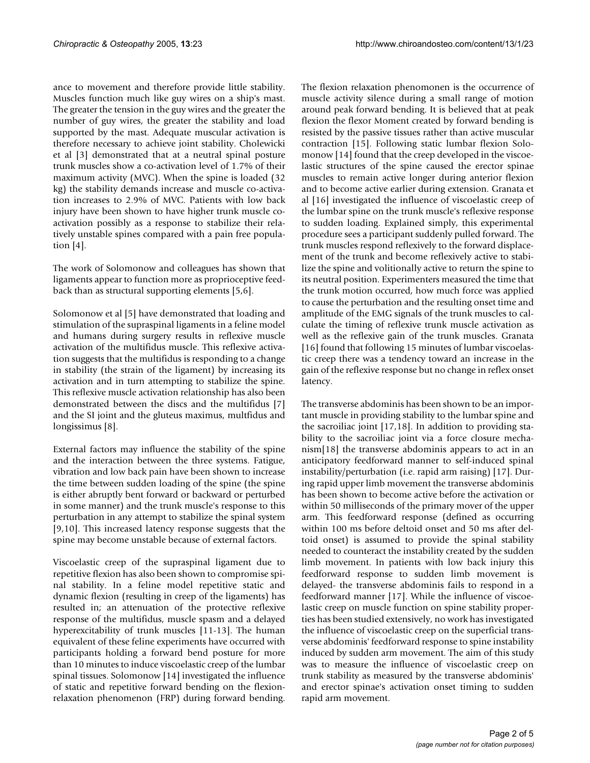ance to movement and therefore provide little stability. Muscles function much like guy wires on a ship's mast. The greater the tension in the guy wires and the greater the number of guy wires, the greater the stability and load supported by the mast. Adequate muscular activation is therefore necessary to achieve joint stability. Cholewicki et al [3] demonstrated that at a neutral spinal posture trunk muscles show a co-activation level of 1.7% of their maximum activity (MVC). When the spine is loaded (32 kg) the stability demands increase and muscle co-activation increases to 2.9% of MVC. Patients with low back injury have been shown to have higher trunk muscle co-activation possibly as a response to stabilize their relatively unstable spines compared with a pain free population [4].

The work of Solomonow and colleagues has shown that ligaments appear to function more as proprioceptive feedback than as structural supporting elements [5,6].

Solomonow et al [5] have demonstrated that loading and stimulation of the supraspinal ligaments in a feline model and humans during surgery results in reflexive muscle activation of the multifidus muscle. This reflexive activation suggests that the multifidus is responding to a change in stability (the strain of the ligament) by increasing its activation and in turn attempting to stabilize the spine. This reflexive muscle activation relationship has also been demonstrated between the discs and the multifidus [7] and the SI joint and the gluteus maximus, multfidus and longissimus [8].

External factors may influence the stability of the spine and the interaction between the three systems. Fatigue, vibration and low back pain have been shown to increase the time between sudden loading of the spine (the spine is either abruptly bent forward or backward or perturbed in some manner) and the trunk muscle's response to this perturbation in any attempt to stabilize the spinal system [9,10]. This increased latency response suggests that the spine may become unstable because of external factors.

Viscoelastic creep of the supraspinal ligament due to repetitive flexion has also been shown to compromise spinal stability. In a feline model repetitive static and dynamic flexion (resulting in creep of the ligaments) has resulted in; an attenuation of the protective reflexive response of the multifidus, muscle spasm and a delayed hyperexcitability of trunk muscles [11-13]. The human equivalent of these feline experiments have occurred with participants holding a forward bend posture for more than 10 minutes to induce viscoelastic creep of the lumbar spinal tissues. Solomonow [14] investigated the influence of static and repetitive forward bending on the flexion-relaxation phenomenon (FRP) during forward bending. The flexion relaxation phenomenen is the occurrence of muscle activity silence during a small range of motion around peak forward bending. It is believed that at peak flexion the flexor Moment created by forward bending is resisted by the passive tissues rather than active muscular contraction [15]. Following static lumbar flexion Solomonow [14] found that the creep developed in the viscoelastic structures of the spine caused the erector spinae muscles to remain active longer during anterior flexion and to become active earlier during extension. Granata et al [16] investigated the influence of viscoelastic creep of the lumbar spine on the trunk muscle's reflexive response to sudden loading. Explained simply, this experimental procedure sees a participant suddenly pulled forward. The trunk muscles respond reflexively to the forward displacement of the trunk and become reflexively active to stabilize the spine and volitionally active to return the spine to its neutral position. Experimenters measured the time that the trunk motion occurred, how much force was applied to cause the perturbation and the resulting onset time and amplitude of the EMG signals of the trunk muscles to calculate the timing of reflexive trunk muscle activation as well as the reflexive gain of the trunk muscles. Granata [16] found that following 15 minutes of lumbar viscoelastic creep there was a tendency toward an increase in the gain of the reflexive response but no change in reflex onset latency.

The transverse abdominis has been shown to be an important muscle in providing stability to the lumbar spine and the sacroiliac joint [17,18]. In addition to providing stability to the sacroiliac joint via a force closure mechanism[18] the transverse abdominis appears to act in an anticipatory feedforward manner to self-induced spinal instability/perturbation (i.e. rapid arm raising) [17]. During rapid upper limb movement the transverse abdominis has been shown to become active before the activation or within 50 milliseconds of the primary mover of the upper arm. This feedforward response (defined as occurring within 100 ms before deltoid onset and 50 ms after deltoid onset) is assumed to provide the spinal stability needed to counteract the instability created by the sudden limb movement. In patients with low back injury this feedforward response to sudden limb movement is delayed- the transverse abdominis fails to respond in a feedforward manner [17]. While the influence of viscoelastic creep on muscle function on spine stability properties has been studied extensively, no work has investigated the influence of viscoelastic creep on the superficial transverse abdominis' feedforward response to spine instability induced by sudden arm movement. The aim of this study was to measure the influence of viscoelastic creep on trunk stability as measured by the transverse abdominis' and erector spinae's activation onset timing to sudden rapid arm movement.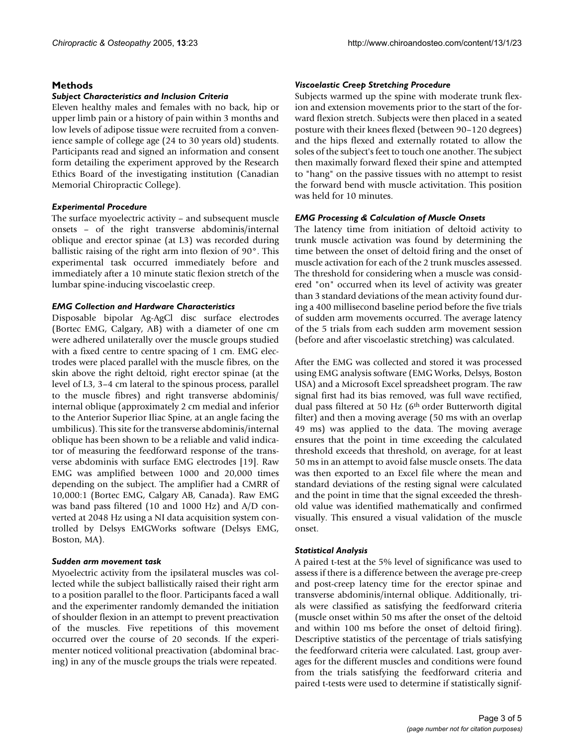## Methods

### *Subject Characteristics and Inclusion Criteria*

Eleven healthy males and females with no back, hip or upper limb pain or a history of pain within 3 months and low levels of adipose tissue were recruited from a convenience sample of college age (24 to 30 years old) students. Participants read and signed an information and consent form detailing the experiment approved by the Research Ethics Board of the investigating institution (Canadian Memorial Chiropractic College).

### *Experimental Procedure*

The surface myoelectric activity – and subsequent muscle onsets – of the right transverse abdominis/internal oblique and erector spinae (at L3) was recorded during ballistic raising of the right arm into flexion of 90°. This experimental task occurred immediately before and immediately after a 10 minute static flexion stretch of the lumbar spine-inducing viscoelastic creep.

### *EMG Collection and Hardware Characteristics*

Disposable bipolar Ag-AgCl disc surface electrodes (Bortec EMG, Calgary, AB) with a diameter of one cm were adhered unilaterally over the muscle groups studied with a fixed centre to centre spacing of 1 cm. EMG electrodes were placed parallel with the muscle fibres, on the skin above the right deltoid, right erector spinae (at the level of L3, 3–4 cm lateral to the spinous process, parallel to the muscle fibres) and right transverse abdominis/ internal oblique (approximately 2 cm medial and inferior to the Anterior Superior Iliac Spine, at an angle facing the umbilicus). This site for the transverse abdominis/internal oblique has been shown to be a reliable and valid indicator of measuring the feedforward response of the transverse abdominis with surface EMG electrodes [19]. Raw EMG was amplified between 1000 and 20,000 times depending on the subject. The amplifier had a CMRR of 10,000:1 (Bortec EMG, Calgary AB, Canada). Raw EMG was band pass filtered (10 and 1000 Hz) and A/D converted at 2048 Hz using a NI data acquisition system controlled by Delsys EMGWorks software (Delsys EMG, Boston, MA).

### *Sudden arm movement task*

Myoelectric activity from the ipsilateral muscles was collected while the subject ballistically raised their right arm to a position parallel to the floor. Participants faced a wall and the experimenter randomly demanded the initiation of shoulder flexion in an attempt to prevent preactivation of the muscles. Five repetitions of this movement occurred over the course of 20 seconds. If the experimenter noticed volitional preactivation (abdominal bracing) in any of the muscle groups the trials were repeated.

### *Viscoelastic Creep Stretching Procedure*

Subjects warmed up the spine with moderate trunk flexion and extension movements prior to the start of the forward flexion stretch. Subjects were then placed in a seated posture with their knees flexed (between 90–120 degrees) and the hips flexed and externally rotated to allow the soles of the subject's feet to touch one another. The subject then maximally forward flexed their spine and attempted to "hang" on the passive tissues with no attempt to resist the forward bend with muscle activation. This position was held for 10 minutes.

### *EMG Processing & Calculation of Muscle Onsets*

The latency time from initiation of deltoid activity to trunk muscle activation was found by determining the time between the onset of deltoid firing and the onset of muscle activation for each of the 2 trunk muscles assessed. The threshold for considering when a muscle was considered "on" occurred when its level of activity was greater than 3 standard deviations of the mean activity found during a 400 millisecond baseline period before the five trials of sudden arm movements occurred. The average latency of the 5 trials from each sudden arm movement session (before and after viscoelastic stretching) was calculated.

After the EMG was collected and stored it was processed using EMG analysis software (EMG Works, Delsys, Boston USA) and a Microsoft Excel spreadsheet program. The raw signal first had its bias removed, was full wave rectified, dual pass filtered at 50 Hz (6th order Butterworth digital filter) and then a moving average (50 ms with an overlap 49 ms) was applied to the data. The moving average ensures that the point in time exceeding the calculated threshold exceeds that threshold, on average, for at least 50 ms in an attempt to avoid false muscle onsets. The data was then exported to an Excel file where the mean and standard deviations of the resting signal were calculated and the point in time that the signal exceeded the threshold value was identified mathematically and confirmed visually. This ensured a visual validation of the muscle onset.

### *Statistical Analysis*

A paired t-test at the 5% level of significance was used to assess if there is a difference between the average pre-creep and post-creep latency time for the erector spinae and transverse abdominis/internal oblique. Additionally, trials were classified as satisfying the feedforward criteria (muscle onset within 50 ms after the onset of the deltoid and within 100 ms before the onset of deltoid firing). Descriptive statistics of the percentage of trials satisfying the feedforward criteria were calculated. Last, group averages for the different muscles and conditions were found from the trials satisfying the feedforward criteria and paired t-tests were used to determine if statistically signif-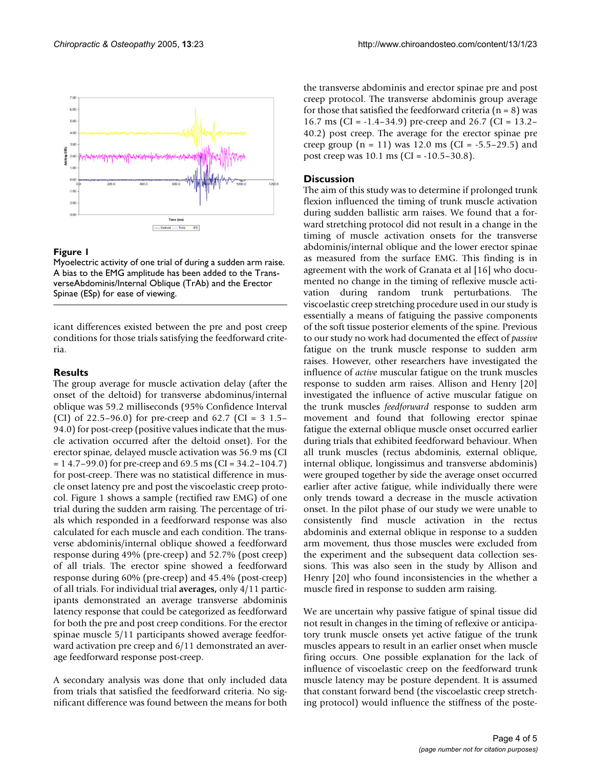7.00
6.00
5.00
4.00
3.00
2.00
1.00
0.00
-1.00
-2.00
-3.00

Arbitrary EMG

0.0
200.0
400.0
600.0
800.0
1000.0
1200.0

Time (ms)

Deltoid TrAb ES

**Figure 1**

Myoelectric activity of one trial of during a sudden arm raise. A bias to the EMG amplitude has been added to the TransverseAbdominis/Internal Oblique (TrAb) and the Erector Spinae (ESp) for ease of viewing.

icant differences existed between the pre and post creep conditions for those trials satisfying the feedforward criteria.

## Results

The group average for muscle activation delay (after the onset of the deltoid) for transverse abdominus/internal oblique was 59.2 milliseconds (95% Confidence Interval (CI) of 22.5–96.0) for pre-creep and 62.7 (CI = 3 1.5–94.0) for post-creep (positive values indicate that the muscle activation occurred after the deltoid onset). For the erector spinae, delayed muscle activation was 56.9 ms (CI = 1 4.7–99.0) for pre-creep and 69.5 ms (CI = 34.2–104.7) for post-creep. There was no statistical difference in muscle onset latency pre and post the viscoelastic creep protocol. Figure 1 shows a sample (rectified raw EMG) of one trial during the sudden arm raising. The percentage of trials which responded in a feedforward response was also calculated for each muscle and each condition. The transverse abdominis/internal oblique showed a feedforward response during 49% (pre-creep) and 52.7% (post creep) of all trials. The erector spine showed a feedforward response during 60% (pre-creep) and 45.4% (post-creep) of all trials. For individual trial **averages,** only 4/11 participants demonstrated an average transverse abdominis latency response that could be categorized as feedforward for both the pre and post creep conditions. For the erector spinae muscle 5/11 participants showed average feedforward activation pre creep and 6/11 demonstrated an average feedforward response post-creep.

A secondary analysis was done that only included data from trials that satisfied the feedforward criteria. No significant difference was found between the means for both the transverse abdominis and erector spinae pre and post creep protocol. The transverse abdominis group average for those that satisfied the feedforward criteria (n = 8) was 16.7 ms (CI = -1.4–34.9) pre-creep and 26.7 (CI = 13.2–40.2) post creep. The average for the erector spinae pre creep group (n = 11) was 12.0 ms (CI = -5.5–29.5) and post creep was 10.1 ms (CI = -10.5–30.8).

## Discussion

The aim of this study was to determine if prolonged trunk flexion influenced the timing of trunk muscle activation during sudden ballistic arm raises. We found that a forward stretching protocol did not result in a change in the timing of muscle activation onsets for the transverse abdominis/internal oblique and the lower erector spinae as measured from the surface EMG. This finding is in agreement with the work of Granata et al [16] who documented no change in the timing of reflexive muscle activation during random trunk perturbations. The viscoelastic creep stretching procedure used in our study is essentially a means of fatiguing the passive components of the soft tissue posterior elements of the spine. Previous to our study no work had documented the effect of *passive* fatigue on the trunk muscle response to sudden arm raises. However, other researchers have investigated the influence of *active* muscular fatigue on the trunk muscles response to sudden arm raises. Allison and Henry [20] investigated the influence of active muscular fatigue on the trunk muscles *feedforward* response to sudden arm movement and found that following erector spinae fatigue the external oblique muscle onset occurred earlier during trials that exhibited feedforward behaviour. When all trunk muscles (rectus abdominis, external oblique, internal oblique, longissimus and transverse abdominis) were grouped together by side the average onset occurred earlier after active fatigue, while individually there were only trends toward a decrease in the muscle activation onset. In the pilot phase of our study we were unable to consistently find muscle activation in the rectus abdominis and external oblique in response to a sudden arm movement, thus those muscles were excluded from the experiment and the subsequent data collection sessions. This was also seen in the study by Allison and Henry [20] who found inconsistencies in the whether a muscle fired in response to sudden arm raising.

We are uncertain why passive fatigue of spinal tissue did not result in changes in the timing of reflexive or anticipatory trunk muscle onsets yet active fatigue of the trunk muscles appears to result in an earlier onset when muscle firing occurs. One possible explanation for the lack of influence of viscoelastic creep on the feedforward trunk muscle latency may be posture dependent. It is assumed that constant forward bend (the viscoelastic creep stretching protocol) would influence the stiffness of the poste-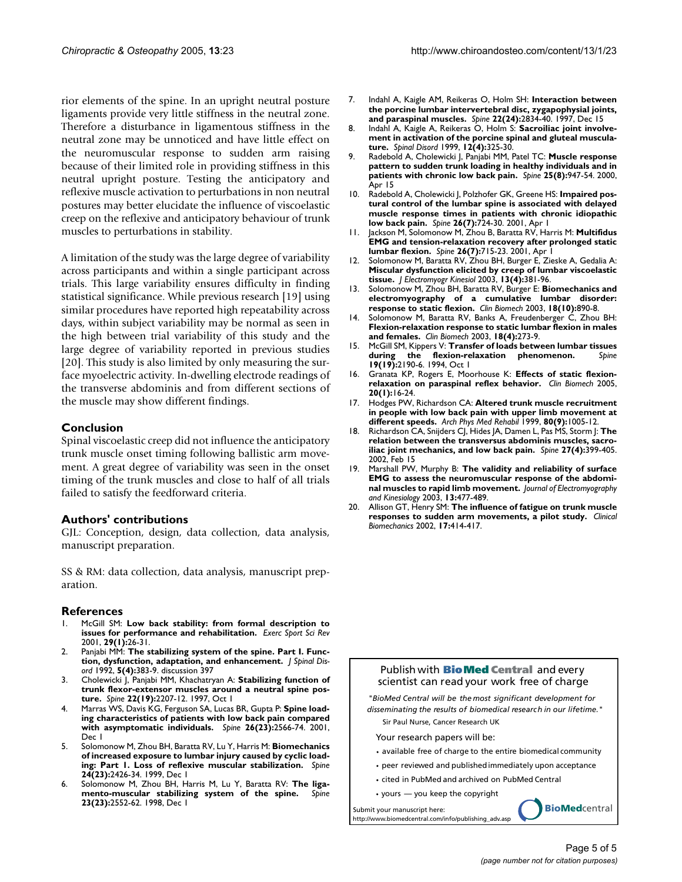rior elements of the spine. In an upright neutral posture ligaments provide very little stiffness in the neutral zone. Therefore a disturbance in ligamentous stiffness in the neutral zone may be unnoticed and have little effect on the neuromuscular response to sudden arm raising because of their limited role in providing stiffness in this neutral upright posture. Testing the anticipatory and reflexive muscle activation to perturbations in non neutral postures may better elucidate the influence of viscoelastic creep on the reflexive and anticipatory behaviour of trunk muscles to perturbations in stability.

A limitation of the study was the large degree of variability across participants and within a single participant across trials. This large variability ensures difficulty in finding statistical significance. While previous research [19] using similar procedures have reported high repeatability across days, within subject variability may be normal as seen in the high between trial variability of this study and the large degree of variability reported in previous studies [20]. This study is also limited by only measuring the surface myoelectric activity. In-dwelling electrode readings of the transverse abdominis and from different sections of the muscle may show different findings.

## Conclusion

Spinal viscoelastic creep did not influence the anticipatory trunk muscle onset timing following ballistic arm movement. A great degree of variability was seen in the onset timing of the trunk muscles and close to half of all trials failed to satisfy the feedforward criteria.

## Authors' contributions

GJL: Conception, design, data collection, data analysis, manuscript preparation.

SS & RM: data collection, data analysis, manuscript preparation.

## References

1. McGill SM: **Low back stability: from formal description to issues for performance and rehabilitation.** *Exerc Sport Sci Rev* 2001, **29(1):**26-31.
2. Panjabi MM: **The stabilizing system of the spine. Part I. Function, dysfunction, adaptation, and enhancement.** *J Spinal Disord* 1992, **5(4):**383-9. discussion 397
3. Cholewicki J, Panjabi MM, Khachatryan A: **Stabilizing function of trunk flexor-extensor muscles around a neutral spine posture.** *Spine* **22(19):**2207-12. 1997, Oct 1
4. Marras WS, Davis KG, Ferguson SA, Lucas BR, Gupta P: **Spine loading characteristics of patients with low back pain compared with asymptomatic individuals.** *Spine* **26(23):**2566-74. 2001, Dec 1
5. Solomonow M, Zhou BH, Baratta RV, Lu Y, Harris M: **Biomechanics of increased exposure to lumbar injury caused by cyclic loading: Part 1. Loss of reflexive muscular stabilization.** *Spine* **24(23):**2426-34. 1999, Dec 1
6. Solomonow M, Zhou BH, Harris M, Lu Y, Baratta RV: **The ligamento-muscular stabilizing system of the spine.** *Spine* **23(23):**2552-62. 1998, Dec 1
7. Indahl A, Kaigle AM, Reikeras O, Holm SH: **Interaction between the porcine lumbar intervertebral disc, zygapophysial joints, and paraspinal muscles.** *Spine* **22(24):**2834-40. 1997, Dec 15
8. Indahl A, Kaigle A, Reikeras O, Holm S: **Sacroiliac joint involvement in activation of the porcine spinal and gluteal musculature.** *Spinal Disord* 1999, **12(4):**325-30.
9. Radebold A, Cholewicki J, Panjabi MM, Patel TC: **Muscle response pattern to sudden trunk loading in healthy individuals and in patients with chronic low back pain.** *Spine* **25(8):**947-54. 2000, Apr 15
10. Radebold A, Cholewicki J, Polzhofer GK, Greene HS: **Impaired postural control of the lumbar spine is associated with delayed muscle response times in patients with chronic idiopathic low back pain.** *Spine* **26(7):**724-30. 2001, Apr 1
11. Jackson M, Solomonow M, Zhou B, Baratta RV, Harris M: **Multifidus EMG and tension-relaxation recovery after prolonged static lumbar flexion.** *Spine* **26(7):**715-23. 2001, Apr 1
12. Solomonow M, Baratta RV, Zhou BH, Burger E, Zieske A, Gedalia A: **Muscular dysfunction elicited by creep of lumbar viscoelastic tissue.** *J Electromyogr Kinesiol* 2003, **13(4):**381-96.
13. Solomonow M, Zhou BH, Baratta RV, Burger E: **Biomechanics and electromyography of a cumulative lumbar disorder: response to static flexion.** *Clin Biomech* 2003, **18(10):**890-8.
14. Solomonow M, Baratta RV, Banks A, Freudenberger C, Zhou BH: **Flexion-relaxation response to static lumbar flexion in males and females.** *Clin Biomech* 2003, **18(4):**273-9.
15. McGill SM, Kippers V: **Transfer of loads between lumbar tissues during the flexion-relaxation phenomenon.** *Spine* **19(19):**2190-6. 1994, Oct 1
16. Granata KP, Rogers E, Moorhouse K: **Effects of static flexion-relaxation on paraspinal reflex behavior.** *Clin Biomech* 2005, **20(1):**16-24.
17. Hodges PW, Richardson CA: **Altered trunk muscle recruitment in people with low back pain with upper limb movement at different speeds.** *Arch Phys Med Rehabil* 1999, **80(9):**1005-12.
18. Richardson CA, Snijders CJ, Hides JA, Damen L, Pas MS, Storm J: **The relation between the transversus abdominis muscles, sacroiliac joint mechanics, and low back pain.** *Spine* **27(4):**399-405. 2002, Feb 15
19. Marshall PW, Murphy B: **The validity and reliability of surface EMG to assess the neuromuscular response of the abdominal muscles to rapid limb movement.** *Journal of Electromyography and Kinesiology* 2003, **13:**477-489.
20. Allison GT, Henry SM: **The influence of fatigue on trunk muscle responses to sudden arm movements, a pilot study.** *Clinical Biomechanics* 2002, **17:**414-417.

Publish with **BioMed Central** and every scientist can read your work free of charge

*"BioMed Central will be the most significant development for disseminating the results of biomedical research in our lifetime."*

Sir Paul Nurse, Cancer Research UK

Your research papers will be:

- available free of charge to the entire biomedical community
- peer reviewed and published immediately upon acceptance
- cited in PubMed and archived on PubMed Central
- yours — you keep the copyright

Submit your manuscript here:
http://www.biomedcentral.com/info/publishing_adv.asp

BioMedcentral